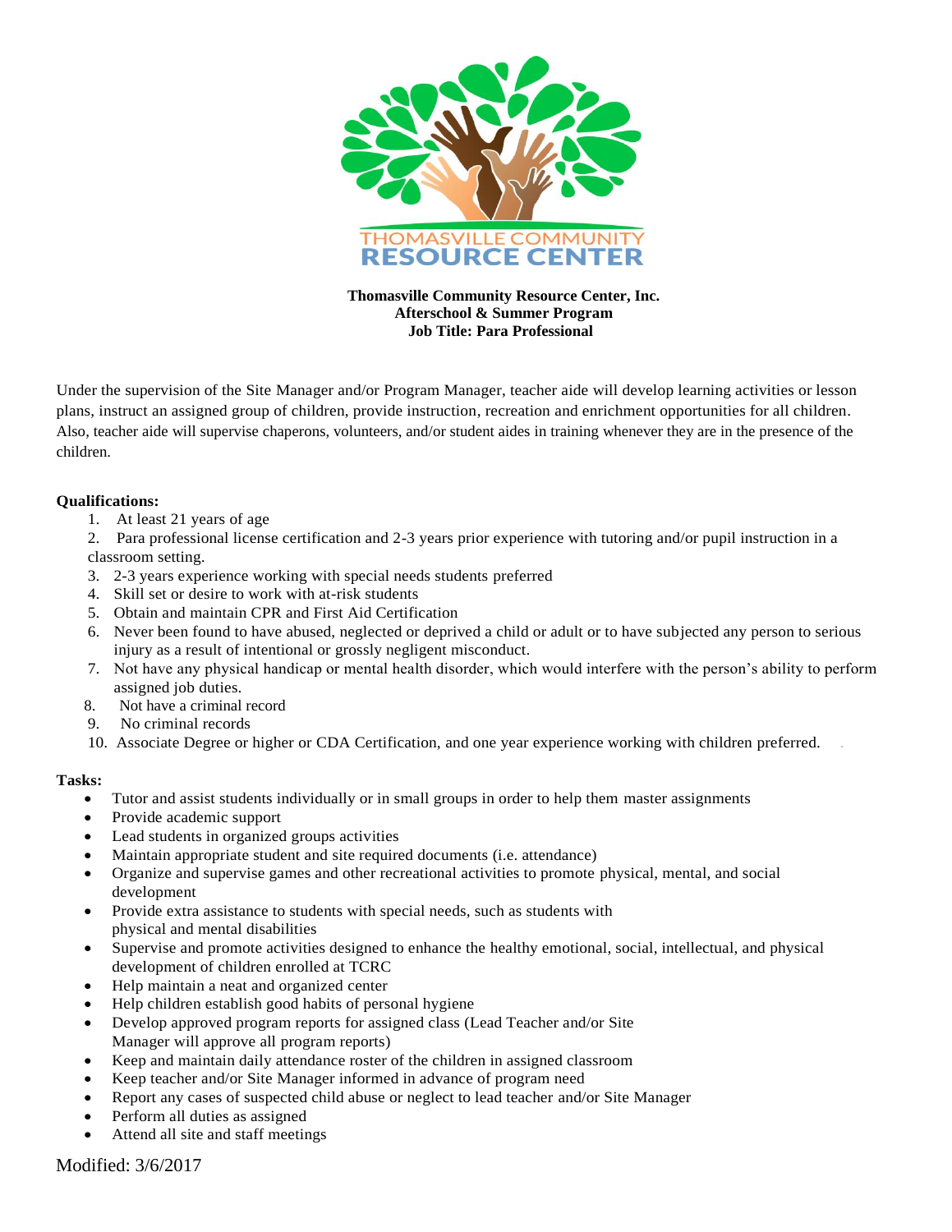THOMASVILLE COMMUNITY
RESOURCE CENTER

**Thomasville Community Resource Center, Inc.**
**Afterschool & Summer Program**
**Job Title: Para Professional**

Under the supervision of the Site Manager and/or Program Manager, teacher aide will develop learning activities or lesson plans, instruct an assigned group of children, provide instruction, recreation and enrichment opportunities for all children. Also, teacher aide will supervise chaperons, volunteers, and/or student aides in training whenever they are in the presence of the children.

**Qualifications:**

1. At least 21 years of age
2. Para professional license certification and 2-3 years prior experience with tutoring and/or pupil instruction in a classroom setting.
3. 2-3 years experience working with special needs students preferred
4. Skill set or desire to work with at-risk students
5. Obtain and maintain CPR and First Aid Certification
6. Never been found to have abused, neglected or deprived a child or adult or to have subjected any person to serious injury as a result of intentional or grossly negligent misconduct.
7. Not have any physical handicap or mental health disorder, which would interfere with the person's ability to perform assigned job duties.
8. Not have a criminal record
9. No criminal records
10. Associate Degree or higher or CDA Certification, and one year experience working with children preferred.

**Tasks:**

- Tutor and assist students individually or in small groups in order to help them master assignments
- Provide academic support
- Lead students in organized groups activities
- Maintain appropriate student and site required documents (i.e. attendance)
- Organize and supervise games and other recreational activities to promote physical, mental, and social development
- Provide extra assistance to students with special needs, such as students with physical and mental disabilities
- Supervise and promote activities designed to enhance the healthy emotional, social, intellectual, and physical development of children enrolled at TCRC
- Help maintain a neat and organized center
- Help children establish good habits of personal hygiene
- Develop approved program reports for assigned class (Lead Teacher and/or Site Manager will approve all program reports)
- Keep and maintain daily attendance roster of the children in assigned classroom
- Keep teacher and/or Site Manager informed in advance of program need
- Report any cases of suspected child abuse or neglect to lead teacher and/or Site Manager
- Perform all duties as assigned
- Attend all site and staff meetings

Modified: 3/6/2017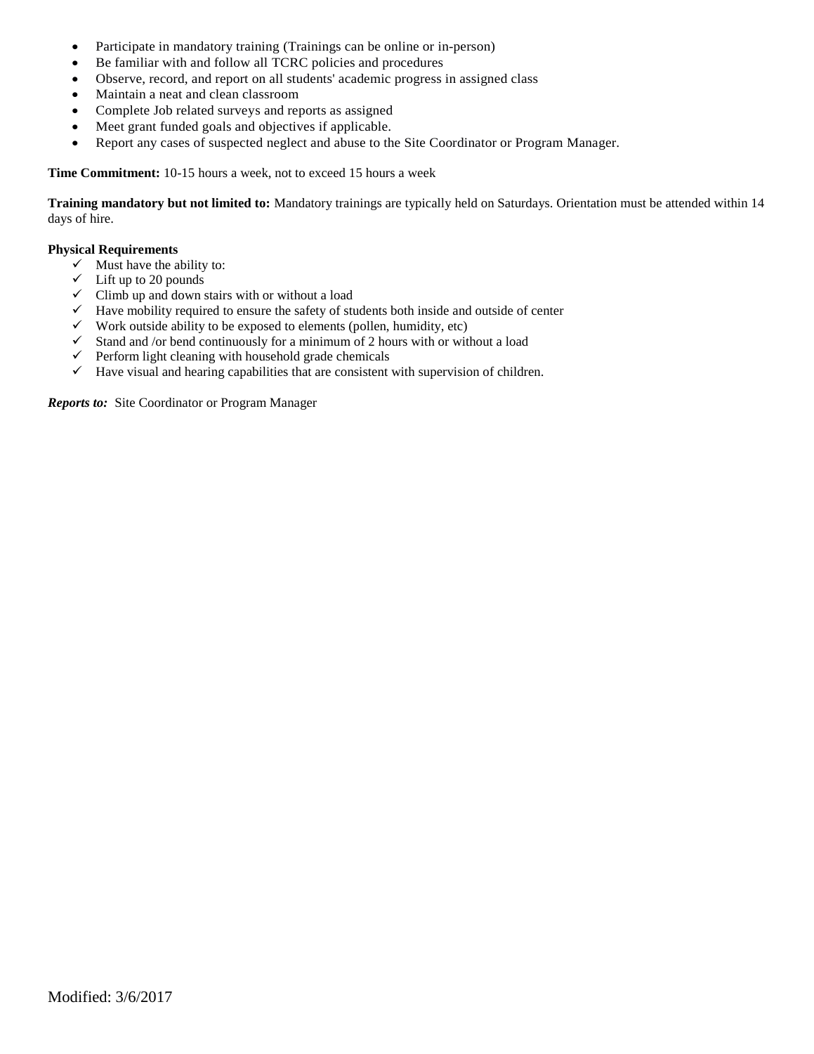- Participate in mandatory training (Trainings can be online or in-person)
- Be familiar with and follow all TCRC policies and procedures
- Observe, record, and report on all students' academic progress in assigned class
- Maintain a neat and clean classroom
- Complete Job related surveys and reports as assigned
- Meet grant funded goals and objectives if applicable.
- Report any cases of suspected neglect and abuse to the Site Coordinator or Program Manager.

**Time Commitment:** 10-15 hours a week, not to exceed 15 hours a week

**Training mandatory but not limited to:** Mandatory trainings are typically held on Saturdays. Orientation must be attended within 14 days of hire.

**Physical Requirements**

- ✓ Must have the ability to:
- ✓ Lift up to 20 pounds
- ✓ Climb up and down stairs with or without a load
- ✓ Have mobility required to ensure the safety of students both inside and outside of center
- ✓ Work outside ability to be exposed to elements (pollen, humidity, etc)
- ✓ Stand and /or bend continuously for a minimum of 2 hours with or without a load
- ✓ Perform light cleaning with household grade chemicals
- ✓ Have visual and hearing capabilities that are consistent with supervision of children.

***Reports to:*** Site Coordinator or Program Manager

Modified: 3/6/2017